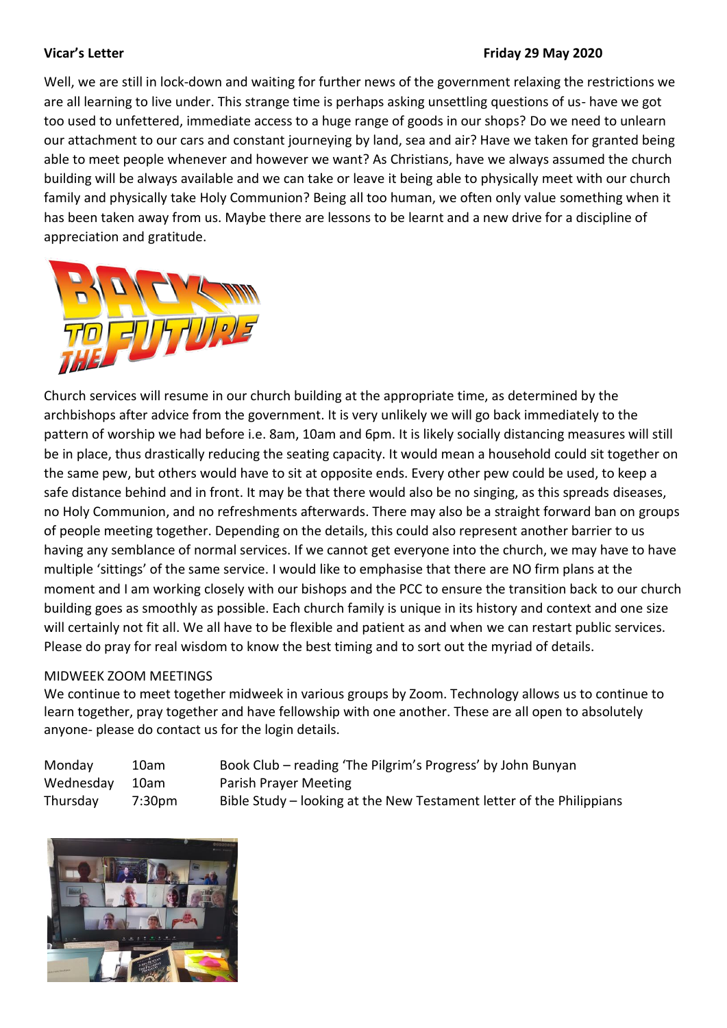**Vicar's Letter** **Friday 29 May 2020**

Well, we are still in lock-down and waiting for further news of the government relaxing the restrictions we are all learning to live under. This strange time is perhaps asking unsettling questions of us- have we got too used to unfettered, immediate access to a huge range of goods in our shops? Do we need to unlearn our attachment to our cars and constant journeying by land, sea and air? Have we taken for granted being able to meet people whenever and however we want? As Christians, have we always assumed the church building will be always available and we can take or leave it being able to physically meet with our church family and physically take Holy Communion? Being all too human, we often only value something when it has been taken away from us. Maybe there are lessons to be learnt and a new drive for a discipline of appreciation and gratitude.

Church services will resume in our church building at the appropriate time, as determined by the archbishops after advice from the government. It is very unlikely we will go back immediately to the pattern of worship we had before i.e. 8am, 10am and 6pm. It is likely socially distancing measures will still be in place, thus drastically reducing the seating capacity. It would mean a household could sit together on the same pew, but others would have to sit at opposite ends. Every other pew could be used, to keep a safe distance behind and in front. It may be that there would also be no singing, as this spreads diseases, no Holy Communion, and no refreshments afterwards. There may also be a straight forward ban on groups of people meeting together. Depending on the details, this could also represent another barrier to us having any semblance of normal services. If we cannot get everyone into the church, we may have to have multiple 'sittings' of the same service. I would like to emphasise that there are NO firm plans at the moment and I am working closely with our bishops and the PCC to ensure the transition back to our church building goes as smoothly as possible. Each church family is unique in its history and context and one size will certainly not fit all. We all have to be flexible and patient as and when we can restart public services. Please do pray for real wisdom to know the best timing and to sort out the myriad of details.

MIDWEEK ZOOM MEETINGS

We continue to meet together midweek in various groups by Zoom. Technology allows us to continue to learn together, pray together and have fellowship with one another. These are all open to absolutely anyone- please do contact us for the login details.

| | | |
|---|---|---|
| Monday | 10am | Book Club – reading 'The Pilgrim's Progress' by John Bunyan |
| Wednesday | 10am | Parish Prayer Meeting |
| Thursday | 7:30pm | Bible Study – looking at the New Testament letter of the Philippians |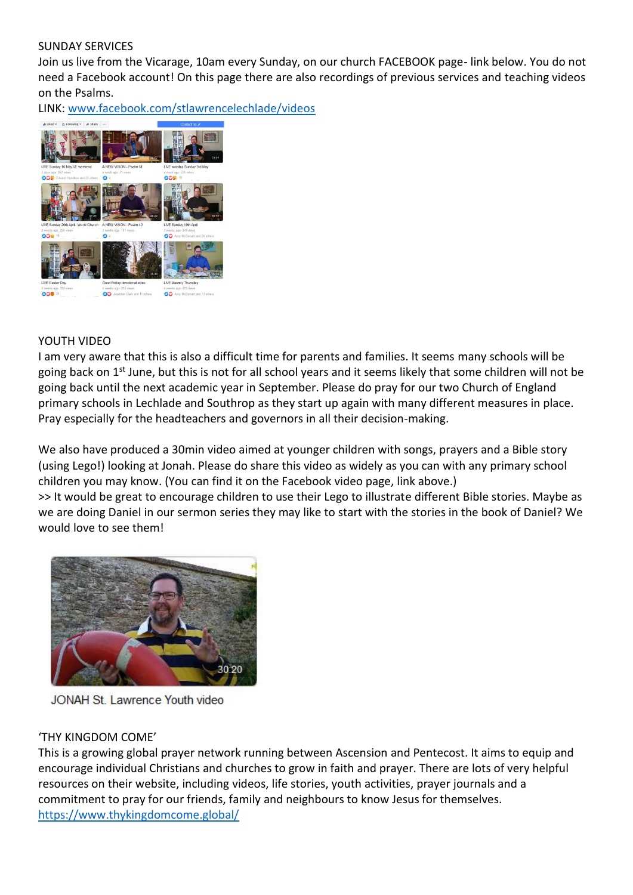SUNDAY SERVICES

Join us live from the Vicarage, 10am every Sunday, on our church FACEBOOK page- link below. You do not need a Facebook account! On this page there are also recordings of previous services and teaching videos on the Psalms.

LINK: [www.facebook.com/stlawrencelechlade/videos](http://www.facebook.com/stlawrencelechlade/videos)

YOUTH VIDEO

I am very aware that this is also a difficult time for parents and families. It seems many schools will be going back on 1st June, but this is not for all school years and it seems likely that some children will not be going back until the next academic year in September. Please do pray for our two Church of England primary schools in Lechlade and Southrop as they start up again with many different measures in place. Pray especially for the headteachers and governors in all their decision-making.

We also have produced a 30min video aimed at younger children with songs, prayers and a Bible story (using Lego!) looking at Jonah. Please do share this video as widely as you can with any primary school children you may know. (You can find it on the Facebook video page, link above.)

>> It would be great to encourage children to use their Lego to illustrate different Bible stories. Maybe as we are doing Daniel in our sermon series they may like to start with the stories in the book of Daniel? We would love to see them!

JONAH St. Lawrence Youth video

'THY KINGDOM COME'

This is a growing global prayer network running between Ascension and Pentecost. It aims to equip and encourage individual Christians and churches to grow in faith and prayer. There are lots of very helpful resources on their website, including videos, life stories, youth activities, prayer journals and a commitment to pray for our friends, family and neighbours to know Jesus for themselves.

[https://www.thykingdomcome.global/](https://www.thykingdomcome.global/)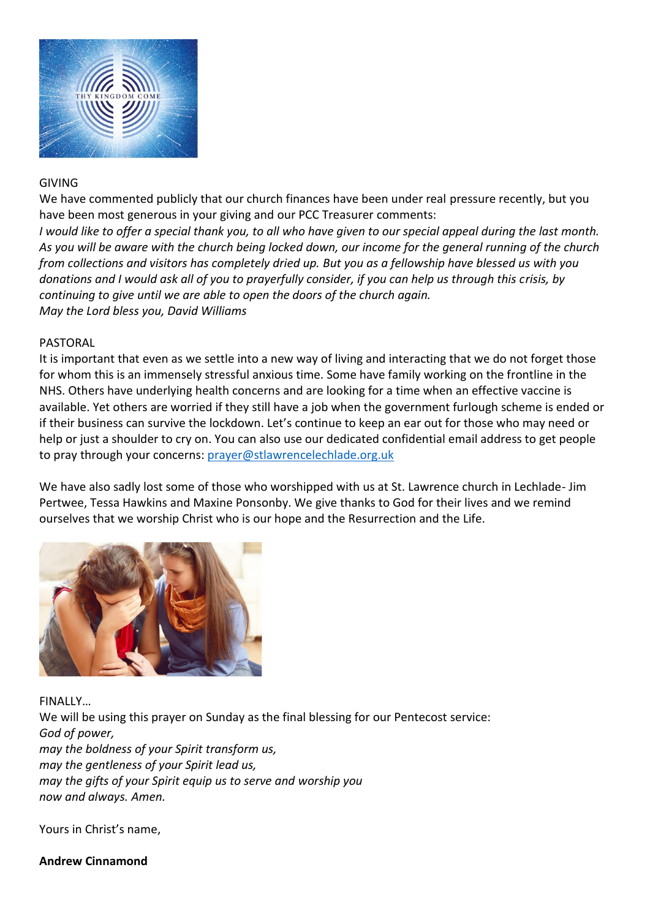GIVING

We have commented publicly that our church finances have been under real pressure recently, but you have been most generous in your giving and our PCC Treasurer comments:

*I would like to offer a special thank you, to all who have given to our special appeal during the last month. As you will be aware with the church being locked down, our income for the general running of the church from collections and visitors has completely dried up. But you as a fellowship have blessed us with you donations and I would ask all of you to prayerfully consider, if you can help us through this crisis, by continuing to give until we are able to open the doors of the church again.*

*May the Lord bless you, David Williams*

PASTORAL

It is important that even as we settle into a new way of living and interacting that we do not forget those for whom this is an immensely stressful anxious time. Some have family working on the frontline in the NHS. Others have underlying health concerns and are looking for a time when an effective vaccine is available. Yet others are worried if they still have a job when the government furlough scheme is ended or if their business can survive the lockdown. Let's continue to keep an ear out for those who may need or help or just a shoulder to cry on. You can also use our dedicated confidential email address to get people to pray through your concerns: prayer@stlawrencelechlade.org.uk

We have also sadly lost some of those who worshipped with us at St. Lawrence church in Lechlade- Jim Pertwee, Tessa Hawkins and Maxine Ponsonby. We give thanks to God for their lives and we remind ourselves that we worship Christ who is our hope and the Resurrection and the Life.

FINALLY…

We will be using this prayer on Sunday as the final blessing for our Pentecost service:

*God of power,*
*may the boldness of your Spirit transform us,*
*may the gentleness of your Spirit lead us,*
*may the gifts of your Spirit equip us to serve and worship you*
*now and always. Amen.*

Yours in Christ's name,

**Andrew Cinnamond**